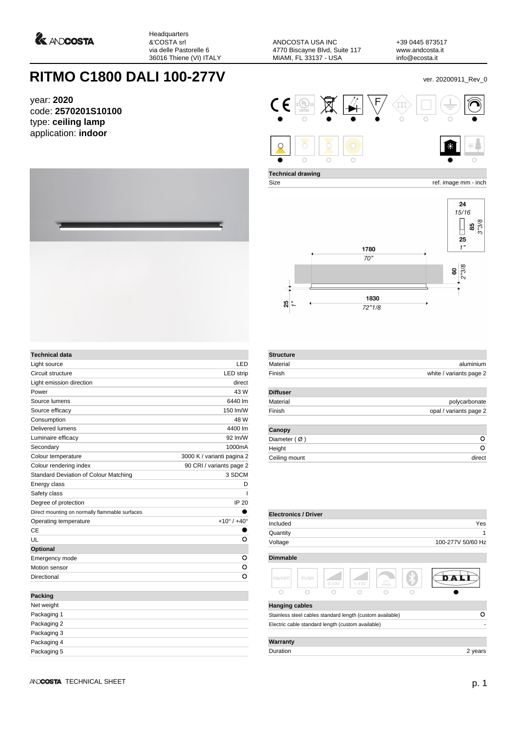Headquarters
&'COSTA srl
via delle Pastorelle 6
36016 Thiene (VI) ITALY

ANDCOSTA USA INC
4770 Biscayne Blvd, Suite 117
MIAMI, FL 33137 - USA

+39 0445 873517
www.andcosta.it
info@ecosta.it

# RITMO C1800 DALI 100-277V

ver. 20200911_Rev_0

year: **2020**
code: **2570201S10100**
type: **ceiling lamp**
application: **indoor**

**Technical drawing**

Size — ref. image mm - inch

1780 / 70"
1830 / 72"1/8
25 / 1"
60 / 2"3/8
24 / 15/16
85 / 3"3/8
25 / 1"

| Technical data | |
|---|---|
| Light source | LED |
| Circuit structure | LED strip |
| Light emission direction | direct |
| Power | 43 W |
| Source lumens | 6440 lm |
| Source efficacy | 150 lm/W |
| Consumption | 48 W |
| Delivered lumens | 4400 lm |
| Luminaire efficacy | 92 lm/W |
| Secondary | 1000mA |
| Colour temperature | 3000 K / varianti pagina 2 |
| Colour rendering index | 90 CRI / variants page 2 |
| Standard Deviation of Colour Matching | 3 SDCM |
| Energy class | D |
| Safety class | I |
| Degree of protection | IP 20 |
| Direct mounting on normally flammable surfaces | ● |
| Operating temperature | +10° / +40° |
| CE | ● |
| UL | ○ |
| **Optional** | |
| Emergency mode | ○ |
| Motion sensor | ○ |
| Directional | ○ |

| Packing | |
|---|---|
| Net weight | |
| Packaging 1 | |
| Packaging 2 | |
| Packaging 3 | |
| Packaging 4 | |
| Packaging 5 | |

| Structure | |
|---|---|
| Material | aluminium |
| Finish | white / variants page 2 |

| Diffuser | |
|---|---|
| Material | polycarbonate |
| Finish | opal / variants page 2 |

| Canopy | |
|---|---|
| Diameter ( Ø ) | ○ |
| Height | ○ |
| Ceiling mount | direct |

| Electronics / Driver | |
|---|---|
| Included | Yes |
| Quantity | 1 |
| Voltage | 100-277V 50/60 Hz |

**Dimmable**

| ON/OFF | PUSH | 0-10V | 1-10V | CUT PHASE | Bluetooth | DALI |
|---|---|---|---|---|---|---|
| ○ | ○ | ○ | ○ | ○ | ○ | ● |

| Hanging cables | |
|---|---|
| Stainless steel cables standard length (custom available) | ○ |
| Electric cable standard length (custom available) | - |

| Warranty | |
|---|---|
| Duration | 2 years |

ANDCOSTA TECHNICAL SHEET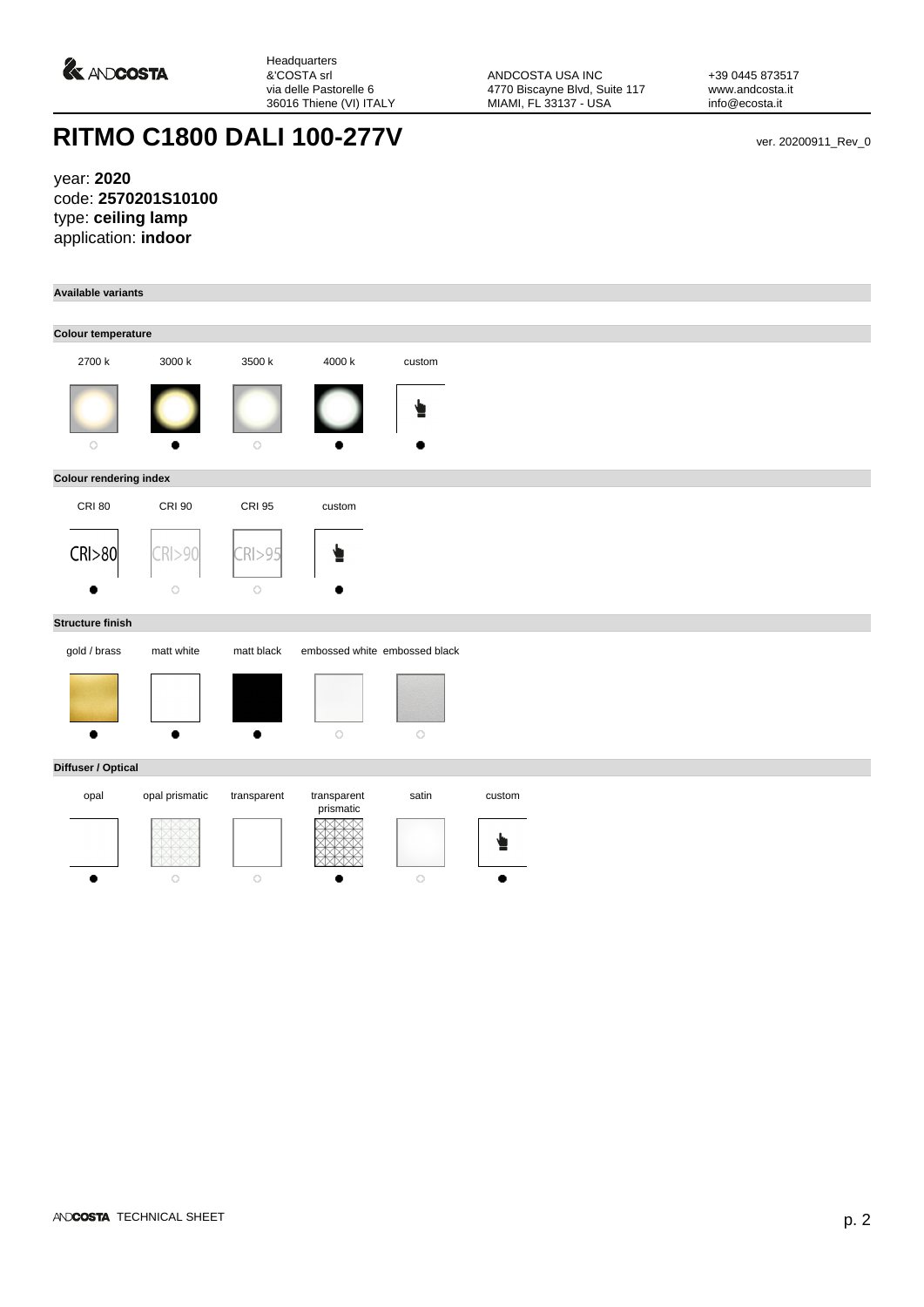Headquarters
&'COSTA srl
via delle Pastorelle 6
36016 Thiene (VI) ITALY

ANDCOSTA USA INC
4770 Biscayne Blvd, Suite 117
MIAMI, FL 33137 - USA

+39 0445 873517
www.andcosta.it
info@ecosta.it

# RITMO C1800 DALI 100-277V

ver. 20200911_Rev_0

year: **2020**
code: **2570201S10100**
type: **ceiling lamp**
application: **indoor**

## Available variants

### Colour temperature

| 2700 k | 3000 k | 3500 k | 4000 k | custom |
|---|---|---|---|---|
| ○ | ● | ○ | ● | ● |

### Colour rendering index

| CRI 80 | CRI 90 | CRI 95 | custom |
|---|---|---|---|
| CRI>80 | CRI>90 | CRI>95 | |
| ● | ○ | ○ | ● |

### Structure finish

| gold / brass | matt white | matt black | embossed white | embossed black |
|---|---|---|---|---|
| ● | ● | ● | ○ | ○ |

### Diffuser / Optical

| opal | opal prismatic | transparent | transparent prismatic | satin | custom |
|---|---|---|---|---|---|
| ● | ○ | ○ | ● | ○ | ● |

ANDCOSTA TECHNICAL SHEET